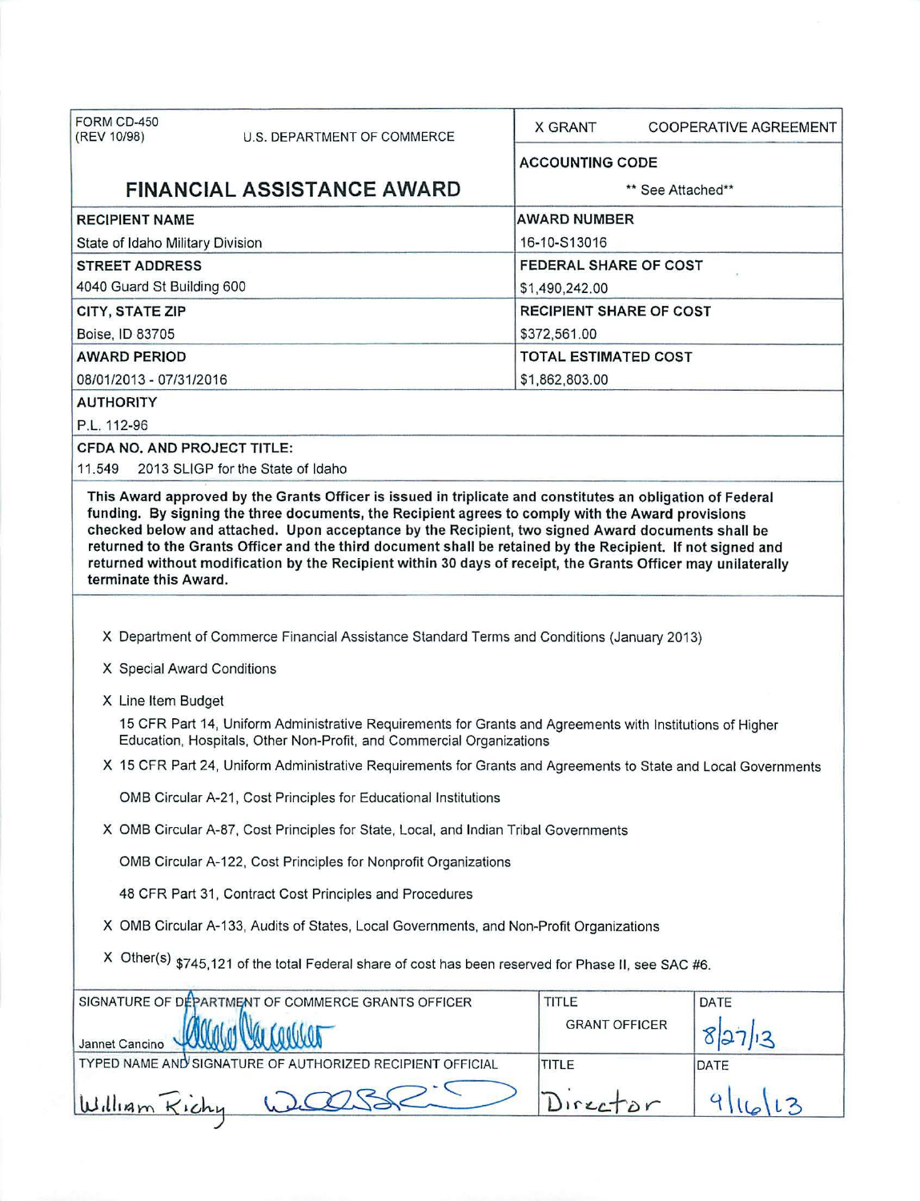| FORM CD-450 (REV 10/98) U.S. DEPARTMENT OF COMMERCE | X GRANT COOPERATIVE AGREEMENT |
|---|---|
| **FINANCIAL ASSISTANCE AWARD** | **ACCOUNTING CODE** ** See Attached** |
| **RECIPIENT NAME** State of Idaho Military Division | **AWARD NUMBER** 16-10-S13016 |
| **STREET ADDRESS** 4040 Guard St Building 600 | **FEDERAL SHARE OF COST** $1,490,242.00 |
| **CITY, STATE ZIP** Boise, ID 83705 | **RECIPIENT SHARE OF COST** $372,561.00 |
| **AWARD PERIOD** 08/01/2013 - 07/31/2016 | **TOTAL ESTIMATED COST** $1,862,803.00 |

**AUTHORITY**

P.L. 112-96

**CFDA NO. AND PROJECT TITLE:**

11.549 2013 SLIGP for the State of Idaho

**This Award approved by the Grants Officer is issued in triplicate and constitutes an obligation of Federal funding. By signing the three documents, the Recipient agrees to comply with the Award provisions checked below and attached. Upon acceptance by the Recipient, two signed Award documents shall be returned to the Grants Officer and the third document shall be retained by the Recipient. If not signed and returned without modification by the Recipient within 30 days of receipt, the Grants Officer may unilaterally terminate this Award.**

X Department of Commerce Financial Assistance Standard Terms and Conditions (January 2013)

X Special Award Conditions

X Line Item Budget

15 CFR Part 14, Uniform Administrative Requirements for Grants and Agreements with Institutions of Higher Education, Hospitals, Other Non-Profit, and Commercial Organizations

X 15 CFR Part 24, Uniform Administrative Requirements for Grants and Agreements to State and Local Governments

OMB Circular A-21, Cost Principles for Educational Institutions

X OMB Circular A-87, Cost Principles for State, Local, and Indian Tribal Governments

OMB Circular A-122, Cost Principles for Nonprofit Organizations

48 CFR Part 31, Contract Cost Principles and Procedures

X OMB Circular A-133, Audits of States, Local Governments, and Non-Profit Organizations

X Other(s) $745,121 of the total Federal share of cost has been reserved for Phase II, see SAC #6.

| SIGNATURE OF DEPARTMENT OF COMMERCE GRANTS OFFICER | TITLE | DATE |
|---|---|---|
| Jannet Cancino | GRANT OFFICER | 8/27/13 |
| **TYPED NAME AND SIGNATURE OF AUTHORIZED RECIPIENT OFFICIAL** | **TITLE** | **DATE** |
| William Richy | Director | 9/16/13 |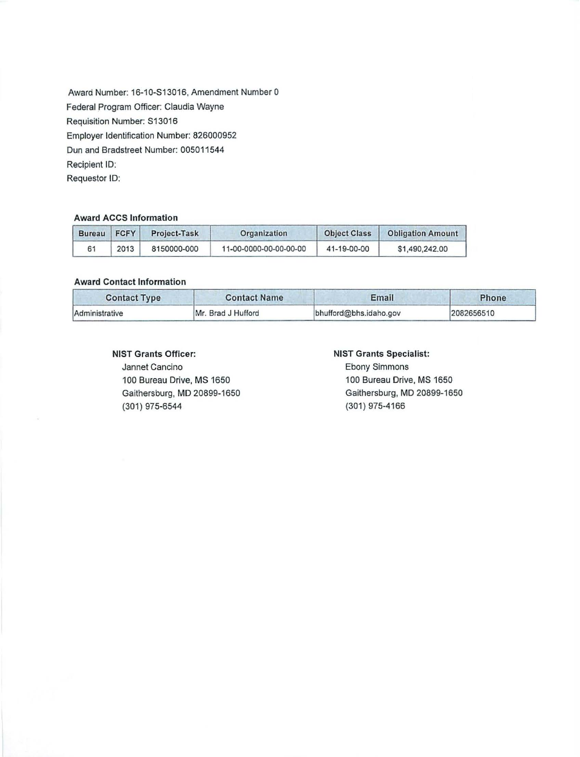Award Number: 16-10-S13016, Amendment Number 0

Federal Program Officer: Claudia Wayne

Requisition Number: S13016

Employer Identification Number: 826000952

Dun and Bradstreet Number: 005011544

Recipient ID:

Requestor ID:

**Award ACCS Information**

| Bureau | FCFY | Project-Task | Organization | Object Class | Obligation Amount |
|---|---|---|---|---|---|
| 61 | 2013 | 8150000-000 | 11-00-0000-00-00-00-00 | 41-19-00-00 | $1,490,242.00 |

**Award Contact Information**

| Contact Type | Contact Name | Email | Phone |
|---|---|---|---|
| Administrative | Mr. Brad J Hufford | bhufford@bhs.idaho.gov | 2082656510 |

**NIST Grants Officer:**

Jannet Cancino
100 Bureau Drive, MS 1650
Gaithersburg, MD 20899-1650
(301) 975-6544

**NIST Grants Specialist:**

Ebony Simmons
100 Bureau Drive, MS 1650
Gaithersburg, MD 20899-1650
(301) 975-4166